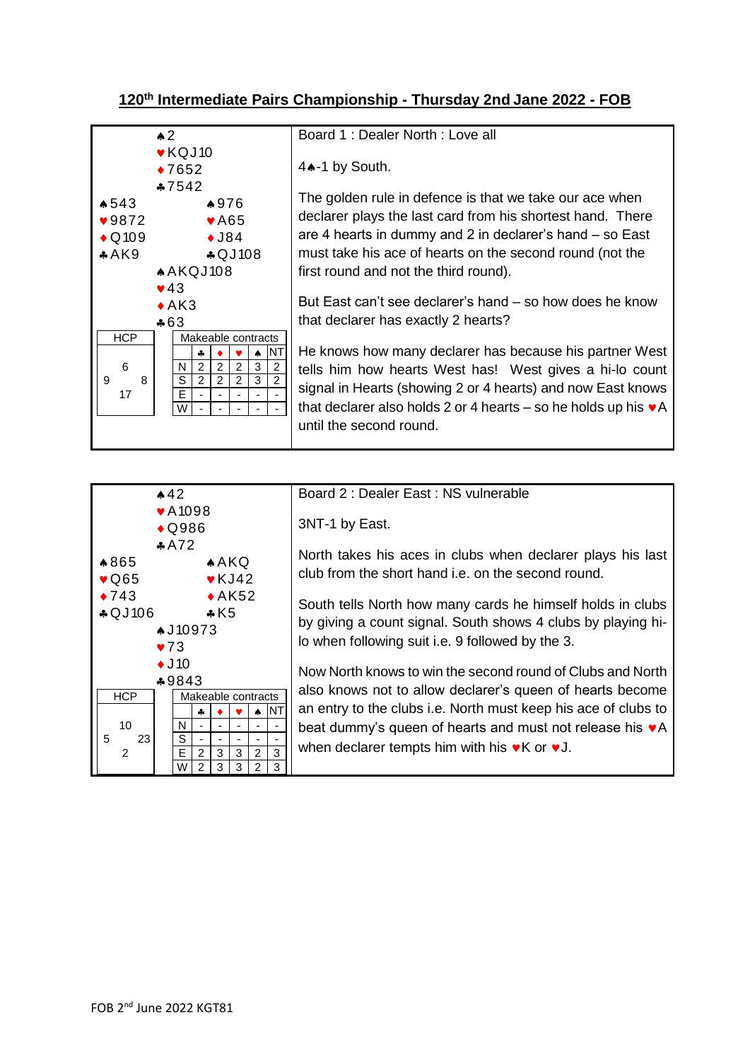## 120th Intermediate Pairs Championship - Thursday 2nd Jane 2022 - FOB

**Board 1 : Dealer North : Love all**

North:
♠2
♥KQJ10
♦7652
♣7542

West:
♠543
♥9872
♦Q109
♣AK9

East:
♠976
♥A65
♦J84
♣QJ108

South:
♠AKQJ108
♥43
♦AK3
♣63

HCP: N 6, W 9, E 8, S 17

Makeable contracts

| | ♣ | ♦ | ♥ | ♠ | NT |
|---|---|---|---|---|---|
| N | 2 | 2 | 2 | 3 | 2 |
| S | 2 | 2 | 2 | 3 | 2 |
| E | - | - | - | - | - |
| W | - | - | - | - | - |

4♠-1 by South.

The golden rule in defence is that we take our ace when declarer plays the last card from his shortest hand. There are 4 hearts in dummy and 2 in declarer's hand – so East must take his ace of hearts on the second round (not the first round and not the third round).

But East can't see declarer's hand – so how does he know that declarer has exactly 2 hearts?

He knows how many declarer has because his partner West tells him how hearts West has! West gives a hi-lo count signal in Hearts (showing 2 or 4 hearts) and now East knows that declarer also holds 2 or 4 hearts – so he holds up his ♥A until the second round.

**Board 2 : Dealer East : NS vulnerable**

North:
♠42
♥A1098
♦Q986
♣A72

West:
♠865
♥Q65
♦743
♣QJ106

East:
♠AKQ
♥KJ42
♦AK52
♣K5

South:
♠J10973
♥73
♦J10
♣9843

HCP: N 10, W 5, E 23, S 2

Makeable contracts

| | ♣ | ♦ | ♥ | ♠ | NT |
|---|---|---|---|---|---|
| N | - | - | - | - | - |
| S | - | - | - | - | - |
| E | 2 | 3 | 3 | 2 | 3 |
| W | 2 | 3 | 3 | 2 | 3 |

3NT-1 by East.

North takes his aces in clubs when declarer plays his last club from the short hand i.e. on the second round.

South tells North how many cards he himself holds in clubs by giving a count signal. South shows 4 clubs by playing hi-lo when following suit i.e. 9 followed by the 3.

Now North knows to win the second round of Clubs and North also knows not to allow declarer's queen of hearts become an entry to the clubs i.e. North must keep his ace of clubs to beat dummy's queen of hearts and must not release his ♥A when declarer tempts him with his ♥K or ♥J.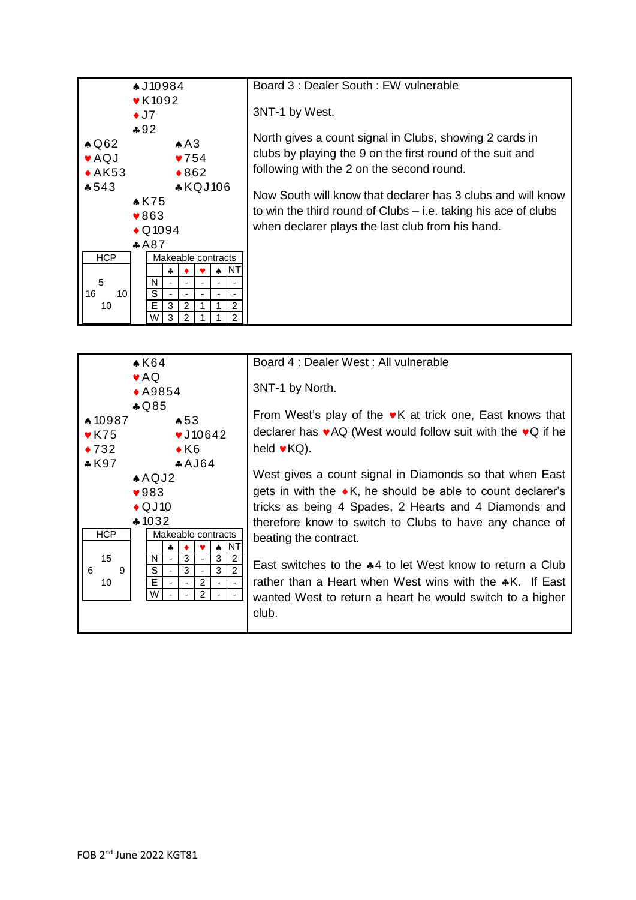**Board 3 : Dealer South : EW vulnerable**

North:
♠J10984
♥K1092
♦J7
♣92

West:
♠Q62
♥AQJ
♦AK53
♣543

East:
♠A3
♥754
♦862
♣KQJ106

South:
♠K75
♥863
♦Q1094
♣A87

| HCP | | |
|---|---|---|
| | 5 | |
| 16 | | 10 |
| | 10 | |

Makeable contracts

| | ♣ | ♦ | ♥ | ♠ | NT |
|---|---|---|---|---|---|
| N | - | - | - | - | - |
| S | - | - | - | - | - |
| E | 3 | 2 | 1 | 1 | 2 |
| W | 3 | 2 | 1 | 1 | 2 |

3NT-1 by West.

North gives a count signal in Clubs, showing 2 cards in clubs by playing the 9 on the first round of the suit and following with the 2 on the second round.

Now South will know that declarer has 3 clubs and will know to win the third round of Clubs – i.e. taking his ace of clubs when declarer plays the last club from his hand.

**Board 4 : Dealer West : All vulnerable**

North:
♠K64
♥AQ
♦A9854
♣Q85

West:
♠10987
♥K75
♦732
♣K97

East:
♠53
♥J10642
♦K6
♣AJ64

South:
♠AQJ2
♥983
♦QJ10
♣1032

| HCP | | |
|---|---|---|
| | 15 | |
| 6 | | 9 |
| | 10 | |

Makeable contracts

| | ♣ | ♦ | ♥ | ♠ | NT |
|---|---|---|---|---|---|
| N | - | 3 | - | 3 | 2 |
| S | - | 3 | - | 3 | 2 |
| E | - | - | 2 | - | - |
| W | - | - | 2 | - | - |

3NT-1 by North.

From West's play of the ♥K at trick one, East knows that declarer has ♥AQ (West would follow suit with the ♥Q if he held ♥KQ).

West gives a count signal in Diamonds so that when East gets in with the ♦K, he should be able to count declarer's tricks as being 4 Spades, 2 Hearts and 4 Diamonds and therefore know to switch to Clubs to have any chance of beating the contract.

East switches to the ♣4 to let West know to return a Club rather than a Heart when West wins with the ♣K. If East wanted West to return a heart he would switch to a higher club.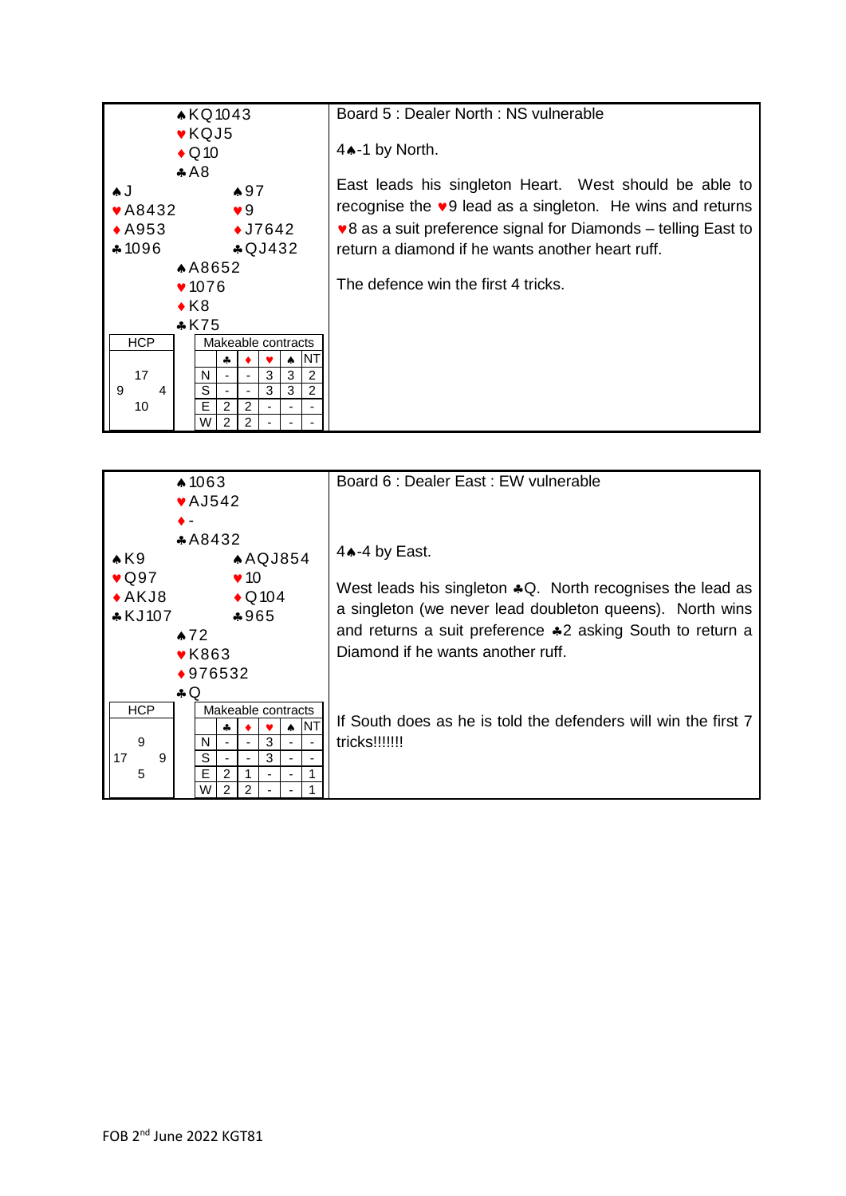## Board 5 : Dealer North : NS vulnerable

| | North | |
|---|---|---|
| | ♠KQ1043 | |
| | ♥KQJ5 | |
| | ♦Q10 | |
| | ♣A8 | |
| **West** | | **East** |
| ♠J | | ♠97 |
| ♥A8432 | | ♥9 |
| ♦A953 | | ♦J7642 |
| ♣1096 | | ♣QJ432 |
| | **South** | |
| | ♠A8652 | |
| | ♥1076 | |
| | ♦K8 | |
| | ♣K75 | |

| HCP | | |
|---|---|---|
| | 17 | |
| 9 | | 4 |
| | 10 | |

| Makeable contracts | ♣ | ♦ | ♥ | ♠ | NT |
|---|---|---|---|---|---|
| N | - | - | 3 | 3 | 2 |
| S | - | - | 3 | 3 | 2 |
| E | 2 | 2 | - | - | - |
| W | 2 | 2 | - | - | - |

4♠-1 by North.

East leads his singleton Heart. West should be able to recognise the ♥9 lead as a singleton. He wins and returns ♥8 as a suit preference signal for Diamonds – telling East to return a diamond if he wants another heart ruff.

The defence win the first 4 tricks.

## Board 6 : Dealer East : EW vulnerable

| | North | |
|---|---|---|
| | ♠1063 | |
| | ♥AJ542 | |
| | ♦- | |
| | ♣A8432 | |
| **West** | | **East** |
| ♠K9 | | ♠AQJ854 |
| ♥Q97 | | ♥10 |
| ♦AKJ8 | | ♦Q104 |
| ♣KJ107 | | ♣965 |
| | **South** | |
| | ♠72 | |
| | ♥K863 | |
| | ♦976532 | |
| | ♣Q | |

| HCP | | |
|---|---|---|
| | 9 | |
| 17 | | 9 |
| | 5 | |

| Makeable contracts | ♣ | ♦ | ♥ | ♠ | NT |
|---|---|---|---|---|---|
| N | - | - | 3 | - | - |
| S | - | - | 3 | - | - |
| E | 2 | 1 | - | - | 1 |
| W | 2 | 2 | - | - | 1 |

4♠-4 by East.

West leads his singleton ♣Q. North recognises the lead as a singleton (we never lead doubleton queens). North wins and returns a suit preference ♣2 asking South to return a Diamond if he wants another ruff.

If South does as he is told the defenders will win the first 7 tricks!!!!!!

FOB 2nd June 2022 KGT81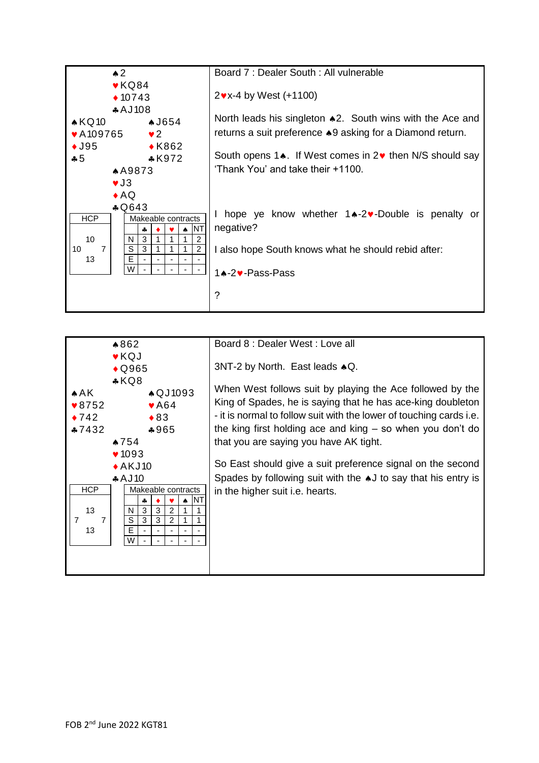**Board 7 : Dealer South : All vulnerable**

| | | |
|---|---|---|
| | North<br>♠2<br>♥KQ84<br>♦10743<br>♣AJ108 | |
| West<br>♠KQ10<br>♥A109765<br>♦J95<br>♣5 | | East<br>♠J654<br>♥2<br>♦K862<br>♣K972 |
| | South<br>♠A9873<br>♥J3<br>♦AQ<br>♣Q643 | |

HCP: North 10, West 10, East 7, South 13

Makeable contracts:

| | ♣ | ♦ | ♥ | ♠ | NT |
|---|---|---|---|---|---|
| N | 3 | 1 | 1 | 1 | 2 |
| S | 3 | 1 | 1 | 1 | 2 |
| E | - | - | - | - | - |
| W | - | - | - | - | - |

2♥x-4 by West (+1100)

North leads his singleton ♠2. South wins with the Ace and returns a suit preference ♠9 asking for a Diamond return.

South opens 1♠. If West comes in 2♥ then N/S should say 'Thank You' and take their +1100.

I hope ye know whether 1♠-2♥-Double is penalty or negative?

I also hope South knows what he should rebid after:

1♠-2♥-Pass-Pass

?

**Board 8 : Dealer West : Love all**

| | | |
|---|---|---|
| | North<br>♠862<br>♥KQJ<br>♦Q965<br>♣KQ8 | |
| West<br>♠AK<br>♥8752<br>♦742<br>♣7432 | | East<br>♠QJ1093<br>♥A64<br>♦83<br>♣965 |
| | South<br>♠754<br>♥1093<br>♦AKJ10<br>♣AJ10 | |

HCP: North 13, West 7, East 7, South 13

Makeable contracts:

| | ♣ | ♦ | ♥ | ♠ | NT |
|---|---|---|---|---|---|
| N | 3 | 3 | 2 | 1 | 1 |
| S | 3 | 3 | 2 | 1 | 1 |
| E | - | - | - | - | - |
| W | - | - | - | - | - |

3NT-2 by North. East leads ♠Q.

When West follows suit by playing the Ace followed by the King of Spades, he is saying that he has ace-king doubleton - it is normal to follow suit with the lower of touching cards i.e. the king first holding ace and king – so when you don't do that you are saying you have AK tight.

So East should give a suit preference signal on the second Spades by following suit with the ♠J to say that his entry is in the higher suit i.e. hearts.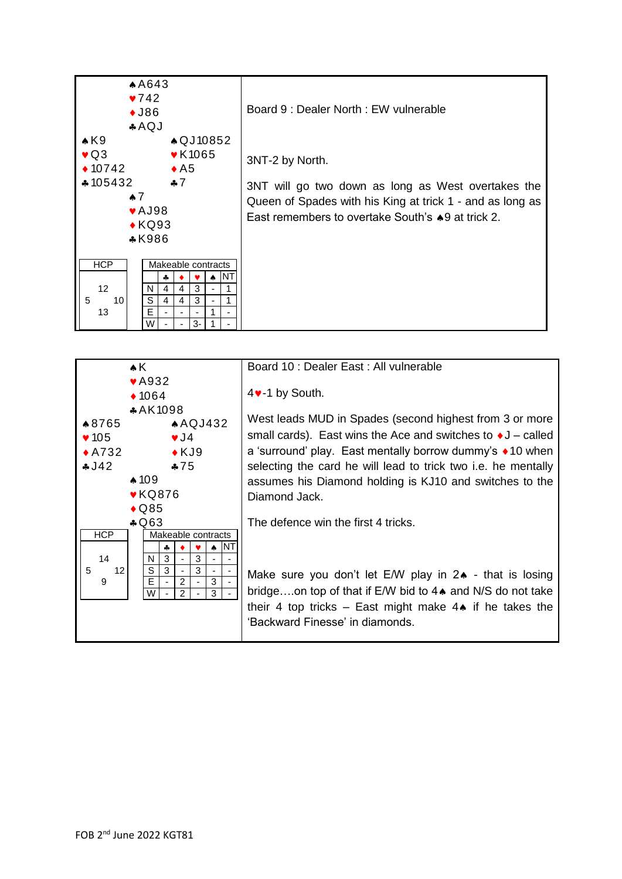## Board 9 : Dealer North : EW vulnerable

**North**
♠A643
♥742
♦J86
♣AQJ

**West**
♠K9
♥Q3
♦10742
♣105432

**East**
♠QJ10852
♥K1065
♦A5
♣7

**South**
♠7
♥AJ98
♦KQ93
♣K986

| HCP | | |
|---|---|---|
| | 12 | |
| 5 | | 10 |
| | 13 | |

| Makeable contracts | ♣ | ♦ | ♥ | ♠ | NT |
|---|---|---|---|---|---|
| N | 4 | 4 | 3 | - | 1 |
| S | 4 | 4 | 3 | - | 1 |
| E | - | - | - | 1 | - |
| W | - | - | 3- | 1 | - |

3NT-2 by North.

3NT will go two down as long as West overtakes the Queen of Spades with his King at trick 1 - and as long as East remembers to overtake South's ♠9 at trick 2.

## Board 10 : Dealer East : All vulnerable

**North**
♠K
♥A932
♦1064
♣AK1098

**West**
♠8765
♥105
♦A732
♣J42

**East**
♠AQJ432
♥J4
♦KJ9
♣75

**South**
♠109
♥KQ876
♦Q85
♣Q63

| HCP | | |
|---|---|---|
| | 14 | |
| 5 | | 12 |
| | 9 | |

| Makeable contracts | ♣ | ♦ | ♥ | ♠ | NT |
|---|---|---|---|---|---|
| N | 3 | - | 3 | - | - |
| S | 3 | - | 3 | - | - |
| E | - | 2 | - | 3 | - |
| W | - | 2 | - | 3 | - |

4♥-1 by South.

West leads MUD in Spades (second highest from 3 or more small cards). East wins the Ace and switches to ♦J – called a 'surround' play. East mentally borrow dummy's ♦10 when selecting the card he will lead to trick two i.e. he mentally assumes his Diamond holding is KJ10 and switches to the Diamond Jack.

The defence win the first 4 tricks.

Make sure you don't let E/W play in 2♠ - that is losing bridge….on top of that if E/W bid to 4♠ and N/S do not take their 4 top tricks – East might make 4♠ if he takes the 'Backward Finesse' in diamonds.

FOB 2nd June 2022 KGT81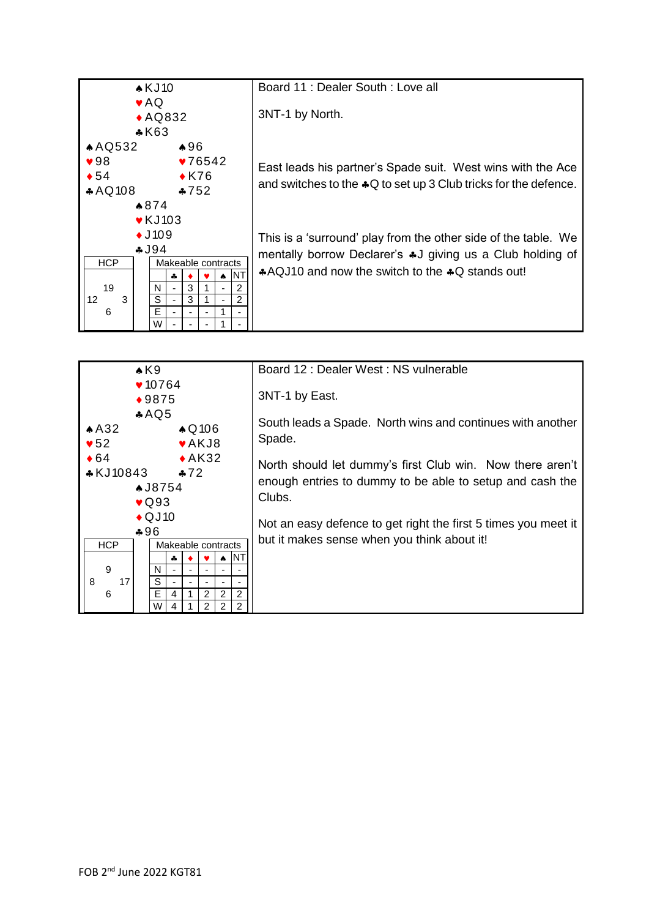## Board 11 : Dealer South : Love all

**North**
♠KJ10
♥AQ
♦AQ832
♣K63

**West**
♠AQ532
♥98
♦54
♣AQ108

**East**
♠96
♥76542
♦K76
♣752

**South**
♠874
♥KJ103
♦J109
♣J94

| HCP | | |
|---|---|---|
| | 19 | |
| 12 | | 3 |
| | 6 | |

| Makeable contracts | ♣ | ♦ | ♥ | ♠ | NT |
|---|---|---|---|---|---|
| N | - | 3 | 1 | - | 2 |
| S | - | 3 | 1 | - | 2 |
| E | - | - | - | 1 | - |
| W | - | - | - | 1 | - |

3NT-1 by North.

East leads his partner's Spade suit. West wins with the Ace and switches to the ♣Q to set up 3 Club tricks for the defence.

This is a 'surround' play from the other side of the table. We mentally borrow Declarer's ♣J giving us a Club holding of ♣AQJ10 and now the switch to the ♣Q stands out!

## Board 12 : Dealer West : NS vulnerable

**North**
♠K9
♥10764
♦9875
♣AQ5

**West**
♠A32
♥52
♦64
♣KJ10843

**East**
♠Q106
♥AKJ8
♦AK32
♣72

**South**
♠J8754
♥Q93
♦QJ10
♣96

| HCP | | |
|---|---|---|
| | 9 | |
| 8 | | 17 |
| | 6 | |

| Makeable contracts | ♣ | ♦ | ♥ | ♠ | NT |
|---|---|---|---|---|---|
| N | - | - | - | - | - |
| S | - | - | - | - | - |
| E | 4 | 1 | 2 | 2 | 2 |
| W | 4 | 1 | 2 | 2 | 2 |

3NT-1 by East.

South leads a Spade. North wins and continues with another Spade.

North should let dummy's first Club win. Now there aren't enough entries to dummy to be able to setup and cash the Clubs.

Not an easy defence to get right the first 5 times you meet it but it makes sense when you think about it!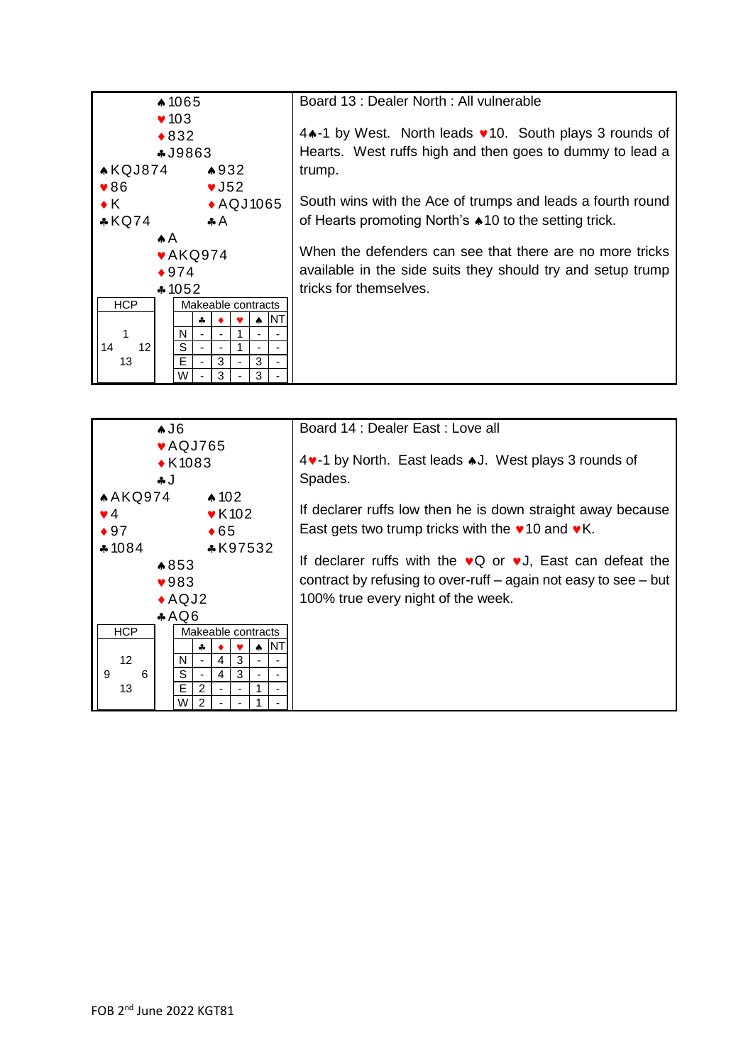## Board 13 : Dealer North : All vulnerable

**North**
♠1065
♥103
♦832
♣J9863

**West**
♠KQJ874
♥86
♦K
♣KQ74

**East**
♠932
♥J52
♦AQJ1065
♣A

**South**
♠A
♥AKQ974
♦974
♣1052

| HCP | |
|---|---|
| North | 1 |
| West | 14 |
| East | 12 |
| South | 13 |

**Makeable contracts**

| | ♣ | ♦ | ♥ | ♠ | NT |
|---|---|---|---|---|---|
| N | - | - | 1 | - | - |
| S | - | - | 1 | - | - |
| E | - | 3 | - | 3 | - |
| W | - | 3 | - | 3 | - |

4♠-1 by West. North leads ♥10. South plays 3 rounds of Hearts. West ruffs high and then goes to dummy to lead a trump.

South wins with the Ace of trumps and leads a fourth round of Hearts promoting North's ♠10 to the setting trick.

When the defenders can see that there are no more tricks available in the side suits they should try and setup trump tricks for themselves.

## Board 14 : Dealer East : Love all

**North**
♠J6
♥AQJ765
♦K1083
♣J

**West**
♠AKQ974
♥4
♦97
♣1084

**East**
♠102
♥K102
♦65
♣K97532

**South**
♠853
♥983
♦AQJ2
♣AQ6

| HCP | |
|---|---|
| North | 12 |
| West | 9 |
| East | 6 |
| South | 13 |

**Makeable contracts**

| | ♣ | ♦ | ♥ | ♠ | NT |
|---|---|---|---|---|---|
| N | - | 4 | 3 | - | - |
| S | - | 4 | 3 | - | - |
| E | 2 | - | - | 1 | - |
| W | 2 | - | - | 1 | - |

4♥-1 by North. East leads ♠J. West plays 3 rounds of Spades.

If declarer ruffs low then he is down straight away because East gets two trump tricks with the ♥10 and ♥K.

If declarer ruffs with the ♥Q or ♥J, East can defeat the contract by refusing to over-ruff – again not easy to see – but 100% true every night of the week.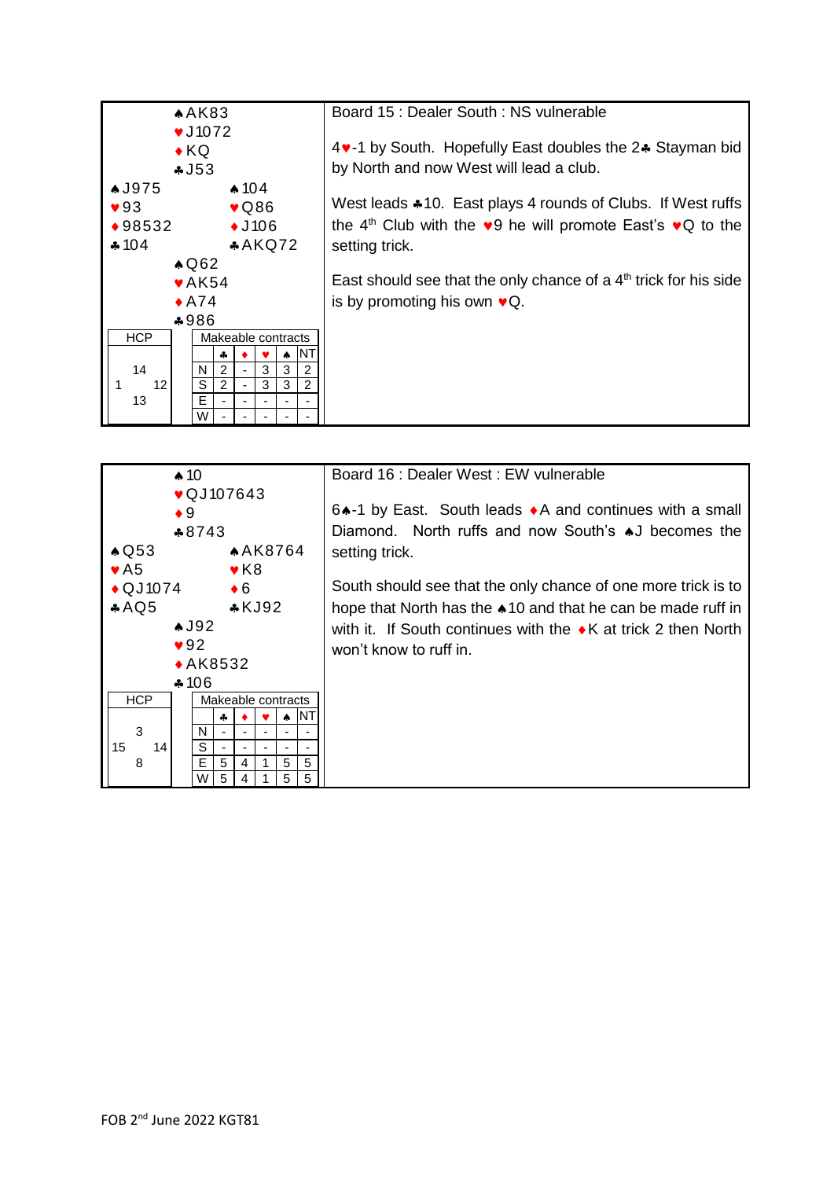## Board 15 : Dealer South : NS vulnerable

| | | |
|---|---|---|
| | ♠AK83<br>♥J1072<br>♦KQ<br>♣J53 | |
| ♠J975<br>♥93<br>♦98532<br>♣104 | | ♠104<br>♥Q86<br>♦J106<br>♣AKQ72 |
| | ♠Q62<br>♥AK54<br>♦A74<br>♣986 | |

**HCP**

| | | |
|---|---|---|
| | 14 | |
| 1 | | 12 |
| | 13 | |

**Makeable contracts**

| | ♣ | ♦ | ♥ | ♠ | NT |
|---|---|---|---|---|---|
| N | 2 | - | 3 | 3 | 2 |
| S | 2 | - | 3 | 3 | 2 |
| E | - | - | - | - | - |
| W | - | - | - | - | - |

4♥-1 by South. Hopefully East doubles the 2♣ Stayman bid by North and now West will lead a club.

West leads ♣10. East plays 4 rounds of Clubs. If West ruffs the 4th Club with the ♥9 he will promote East's ♥Q to the setting trick.

East should see that the only chance of a 4th trick for his side is by promoting his own ♥Q.

## Board 16 : Dealer West : EW vulnerable

| | | |
|---|---|---|
| | ♠10<br>♥QJ107643<br>♦9<br>♣8743 | |
| ♠Q53<br>♥A5<br>♦QJ1074<br>♣AQ5 | | ♠AK8764<br>♥K8<br>♦6<br>♣KJ92 |
| | ♠J92<br>♥92<br>♦AK8532<br>♣106 | |

**HCP**

| | | |
|---|---|---|
| | 3 | |
| 15 | | 14 |
| | 8 | |

**Makeable contracts**

| | ♣ | ♦ | ♥ | ♠ | NT |
|---|---|---|---|---|---|
| N | - | - | - | - | - |
| S | - | - | - | - | - |
| E | 5 | 4 | 1 | 5 | 5 |
| W | 5 | 4 | 1 | 5 | 5 |

6♠-1 by East. South leads ♦A and continues with a small Diamond. North ruffs and now South's ♠J becomes the setting trick.

South should see that the only chance of one more trick is to hope that North has the ♠10 and that he can be made ruff in with it. If South continues with the ♦K at trick 2 then North won't know to ruff in.

FOB 2nd June 2022 KGT81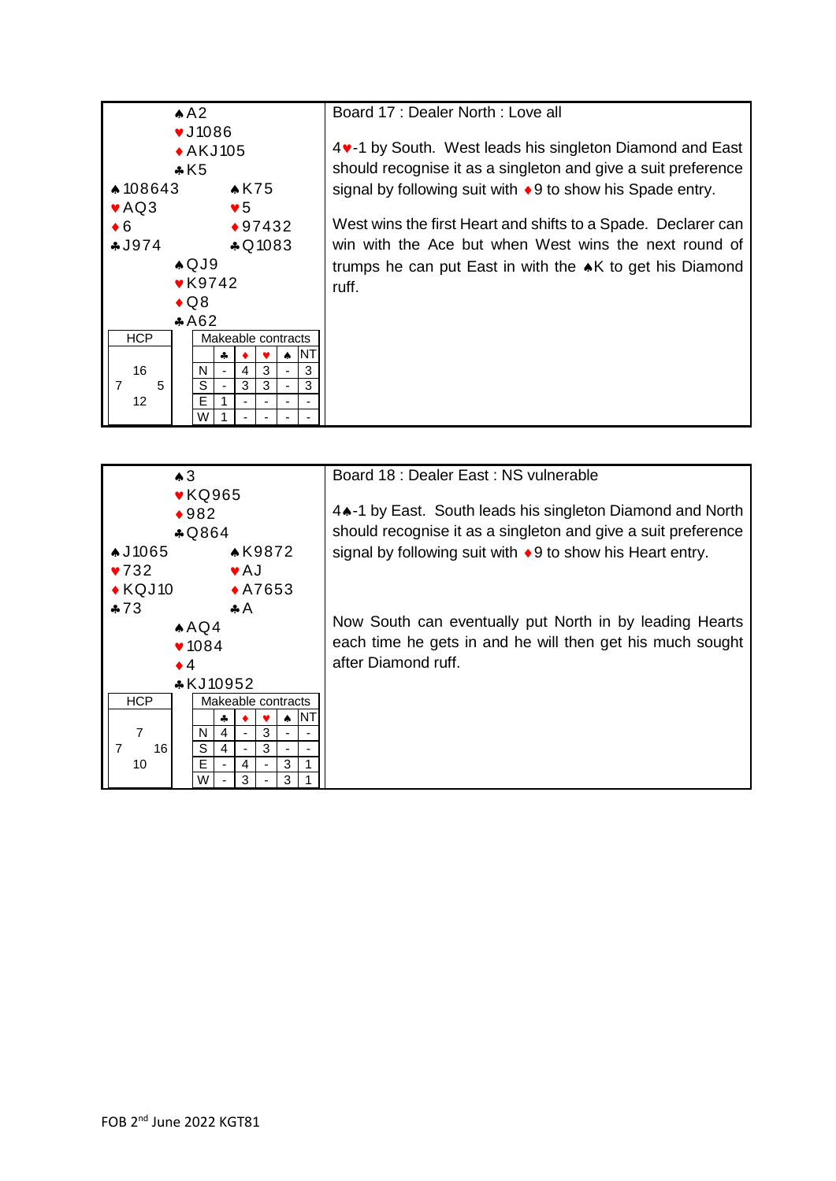**Board 17 : Dealer North : Love all**

North: ♠A2 ♥J1086 ♦AKJ105 ♣K5

West: ♠108643 ♥AQ3 ♦6 ♣J974

East: ♠K75 ♥5 ♦97432 ♣Q1083

South: ♠QJ9 ♥K9742 ♦Q8 ♣A62

HCP: N 16, W 7, E 5, S 12

Makeable contracts

| | ♣ | ♦ | ♥ | ♠ | NT |
|---|---|---|---|---|---|
| N | - | 4 | 3 | - | 3 |
| S | - | 3 | 3 | - | 3 |
| E | 1 | - | - | - | - |
| W | 1 | - | - | - | - |

4♥-1 by South. West leads his singleton Diamond and East should recognise it as a singleton and give a suit preference signal by following suit with ♦9 to show his Spade entry.

West wins the first Heart and shifts to a Spade. Declarer can win with the Ace but when West wins the next round of trumps he can put East in with the ♠K to get his Diamond ruff.

**Board 18 : Dealer East : NS vulnerable**

North: ♠3 ♥KQ965 ♦982 ♣Q864

West: ♠J1065 ♥732 ♦KQJ10 ♣73

East: ♠K9872 ♥AJ ♦A7653 ♣A

South: ♠AQ4 ♥1084 ♦4 ♣KJ10952

HCP: N 7, W 7, E 16, S 10

Makeable contracts

| | ♣ | ♦ | ♥ | ♠ | NT |
|---|---|---|---|---|---|
| N | 4 | - | 3 | - | - |
| S | 4 | - | 3 | - | - |
| E | - | 4 | - | 3 | 1 |
| W | - | 3 | - | 3 | 1 |

4♠-1 by East. South leads his singleton Diamond and North should recognise it as a singleton and give a suit preference signal by following suit with ♦9 to show his Heart entry.

Now South can eventually put North in by leading Hearts each time he gets in and he will then get his much sought after Diamond ruff.

FOB 2nd June 2022 KGT81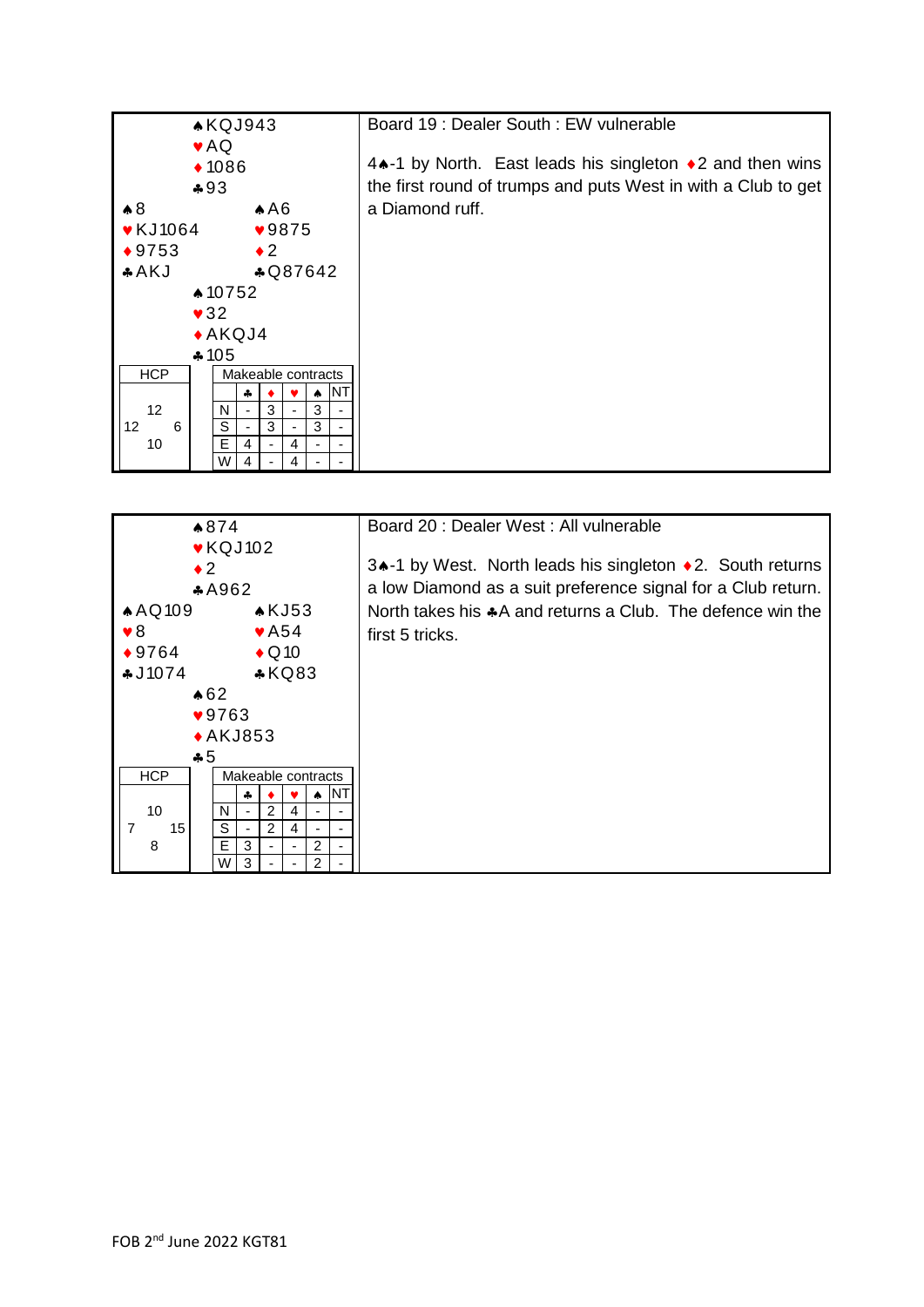**Board 19 : Dealer South : EW vulnerable**

North:
♠KQJ943
♥AQ
♦1086
♣93

West:
♠8
♥KJ1064
♦9753
♣AKJ

East:
♠A6
♥9875
♦2
♣Q87642

South:
♠10752
♥32
♦AKQJ4
♣105

| HCP | | |
|---|---|---|
| | 12 | |
| 12 | | 6 |
| | 10 | |

Makeable contracts

| | ♣ | ♦ | ♥ | ♠ | NT |
|---|---|---|---|---|---|
| N | - | 3 | - | 3 | - |
| S | - | 3 | - | 3 | - |
| E | 4 | - | 4 | - | - |
| W | 4 | - | 4 | - | - |

4♠-1 by North. East leads his singleton ♦2 and then wins the first round of trumps and puts West in with a Club to get a Diamond ruff.

**Board 20 : Dealer West : All vulnerable**

North:
♠874
♥KQJ102
♦2
♣A962

West:
♠AQ109
♥8
♦9764
♣J1074

East:
♠KJ53
♥A54
♦Q10
♣KQ83

South:
♠62
♥9763
♦AKJ853
♣5

| HCP | | |
|---|---|---|
| | 10 | |
| 7 | | 15 |
| | 8 | |

Makeable contracts

| | ♣ | ♦ | ♥ | ♠ | NT |
|---|---|---|---|---|---|
| N | - | 2 | 4 | - | - |
| S | - | 2 | 4 | - | - |
| E | 3 | - | - | 2 | - |
| W | 3 | - | - | 2 | - |

3♠-1 by West. North leads his singleton ♦2. South returns a low Diamond as a suit preference signal for a Club return. North takes his ♣A and returns a Club. The defence win the first 5 tricks.

FOB 2nd June 2022 KGT81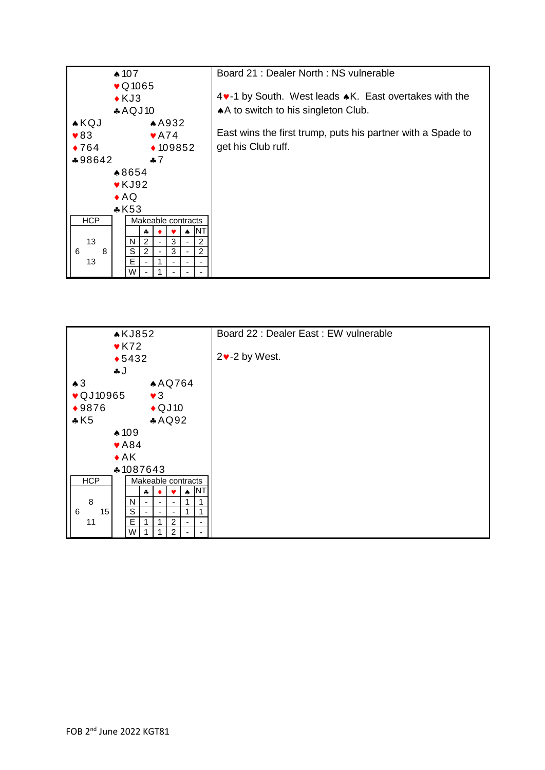## Board 21 : Dealer North : NS vulnerable

**North:**
♠107
♥Q1065
♦KJ3
♣AQJ10

**West:**
♠KQJ
♥83
♦764
♣98642

**East:**
♠A932
♥A74
♦109852
♣7

**South:**
♠8654
♥KJ92
♦AQ
♣K53

| HCP | | |
|---|---|---|
| | 13 | |
| 6 | | 8 |
| | 13 | |

Makeable contracts

| | ♣ | ♦ | ♥ | ♠ | NT |
|---|---|---|---|---|---|
| N | 2 | - | 3 | - | 2 |
| S | 2 | - | 3 | - | 2 |
| E | - | 1 | - | - | - |
| W | - | 1 | - | - | - |

4♥-1 by South. West leads ♠K. East overtakes with the ♠A to switch to his singleton Club.

East wins the first trump, puts his partner with a Spade to get his Club ruff.

## Board 22 : Dealer East : EW vulnerable

**North:**
♠KJ852
♥K72
♦5432
♣J

**West:**
♠3
♥QJ10965
♦9876
♣K5

**East:**
♠AQ764
♥3
♦QJ10
♣AQ92

**South:**
♠109
♥A84
♦AK
♣1087643

| HCP | | |
|---|---|---|
| | 8 | |
| 6 | | 15 |
| | 11 | |

Makeable contracts

| | ♣ | ♦ | ♥ | ♠ | NT |
|---|---|---|---|---|---|
| N | - | - | - | 1 | 1 |
| S | - | - | - | 1 | 1 |
| E | 1 | 1 | 2 | - | - |
| W | 1 | 1 | 2 | - | - |

2♥-2 by West.

FOB 2nd June 2022 KGT81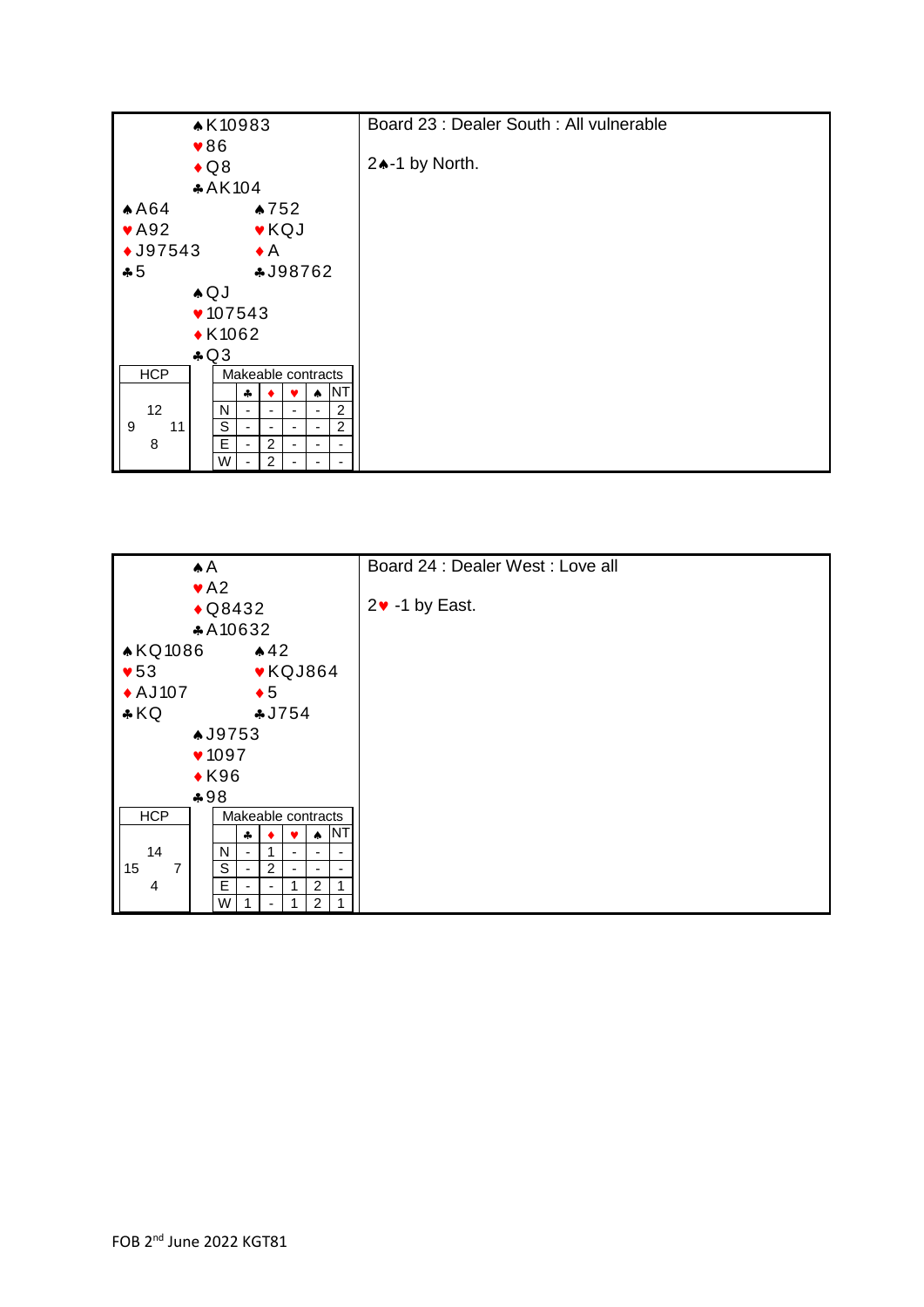## Board 23 : Dealer South : All vulnerable

2♠-1 by North.

**North**
♠K10983
♥86
♦Q8
♣AK104

**West**
♠A64
♥A92
♦J97543
♣5

**East**
♠752
♥KQJ
♦A
♣J98762

**South**
♠QJ
♥107543
♦K1062
♣Q3

**HCP**: North 12, West 9, East 11, South 8

**Makeable contracts**

| | ♣ | ♦ | ♥ | ♠ | NT |
|---|---|---|---|---|---|
| N | - | - | - | - | 2 |
| S | - | - | - | - | 2 |
| E | - | 2 | - | - | - |
| W | - | 2 | - | - | - |

## Board 24 : Dealer West : Love all

2♥ -1 by East.

**North**
♠A
♥A2
♦Q8432
♣A10632

**West**
♠KQ1086
♥53
♦AJ107
♣KQ

**East**
♠42
♥KQJ864
♦5
♣J754

**South**
♠J9753
♥1097
♦K96
♣98

**HCP**: North 14, West 15, East 7, South 4

**Makeable contracts**

| | ♣ | ♦ | ♥ | ♠ | NT |
|---|---|---|---|---|---|
| N | - | 1 | - | - | - |
| S | - | 2 | - | - | - |
| E | - | - | 1 | 2 | 1 |
| W | 1 | - | 1 | 2 | 1 |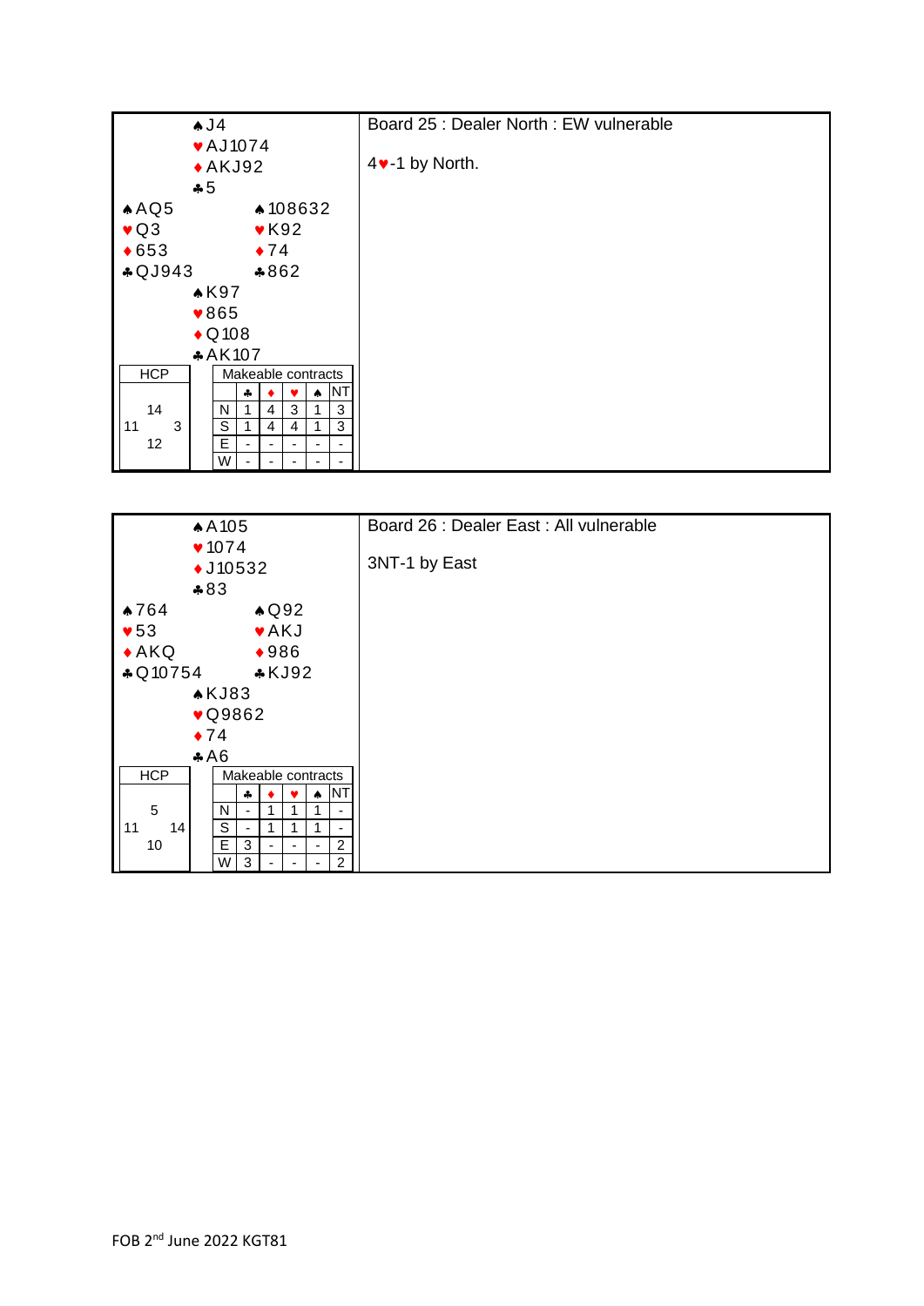## Board 25 : Dealer North : EW vulnerable

4♥-1 by North.

**North**
♠J4
♥AJ1074
♦AKJ92
♣5

**West**
♠AQ5
♥Q3
♦653
♣QJ943

**East**
♠108632
♥K92
♦74
♣862

**South**
♠K97
♥865
♦Q108
♣AK107

**HCP**

| | | |
|---|---|---|
| | 14 | |
| 11 | | 3 |
| | 12 | |

**Makeable contracts**

| | ♣ | ♦ | ♥ | ♠ | NT |
|---|---|---|---|---|---|
| N | 1 | 4 | 3 | 1 | 3 |
| S | 1 | 4 | 4 | 1 | 3 |
| E | - | - | - | - | - |
| W | - | - | - | - | - |

## Board 26 : Dealer East : All vulnerable

3NT-1 by East

**North**
♠A105
♥1074
♦J10532
♣83

**West**
♠764
♥53
♦AKQ
♣Q10754

**East**
♠Q92
♥AKJ
♦986
♣KJ92

**South**
♠KJ83
♥Q9862
♦74
♣A6

**HCP**

| | | |
|---|---|---|
| | 5 | |
| 11 | | 14 |
| | 10 | |

**Makeable contracts**

| | ♣ | ♦ | ♥ | ♠ | NT |
|---|---|---|---|---|---|
| N | - | 1 | 1 | 1 | - |
| S | - | 1 | 1 | 1 | - |
| E | 3 | - | - | - | 2 |
| W | 3 | - | - | - | 2 |

FOB 2nd June 2022 KGT81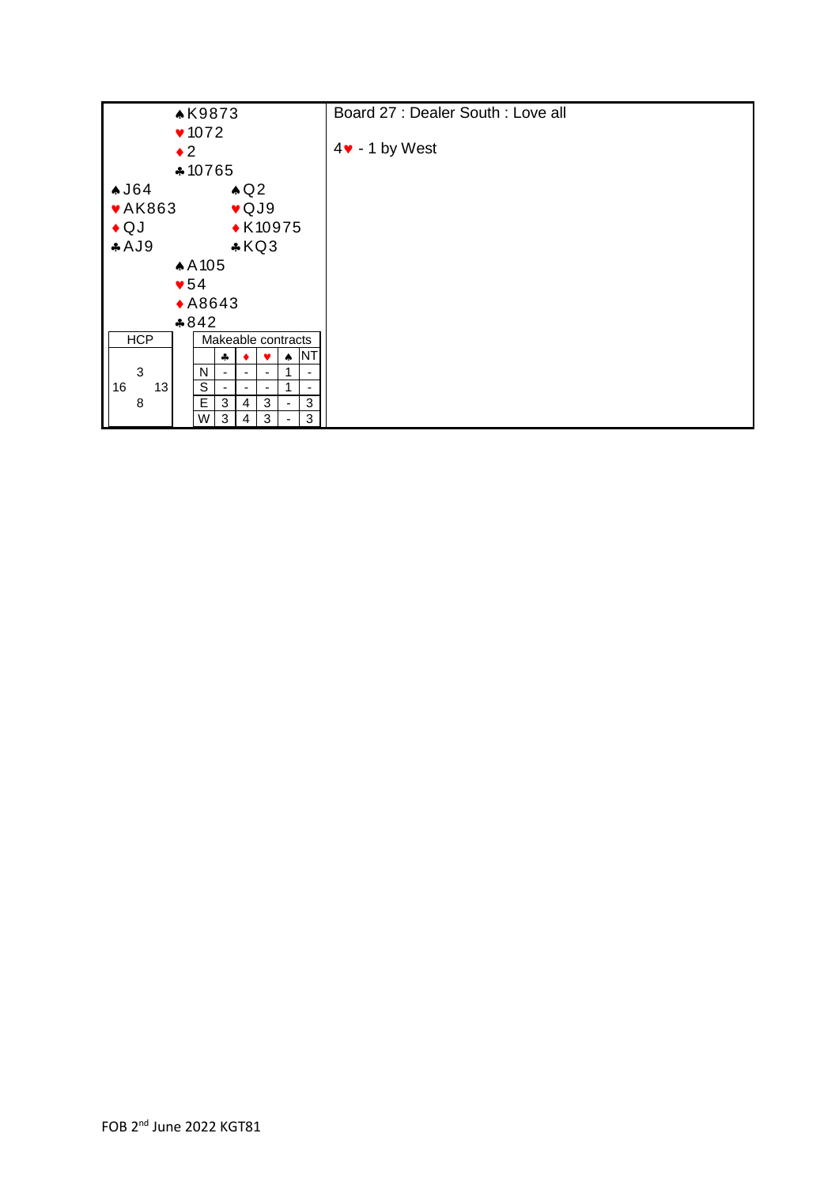Board 27 : Dealer South : Love all

4♥ - 1 by West

North
♠K9873
♥1072
♦2
♣10765

West
♠J64
♥AK863
♦QJ
♣AJ9

East
♠Q2
♥QJ9
♦K10975
♣KQ3

South
♠A105
♥54
♦A8643
♣842

HCP

| | | |
|---|---|---|
| | 3 | |
| 16 | | 13 |
| | 8 | |

Makeable contracts

| | ♣ | ♦ | ♥ | ♠ | NT |
|---|---|---|---|---|---|
| N | - | - | - | 1 | - |
| S | - | - | - | 1 | - |
| E | 3 | 4 | 3 | - | 3 |
| W | 3 | 4 | 3 | - | 3 |